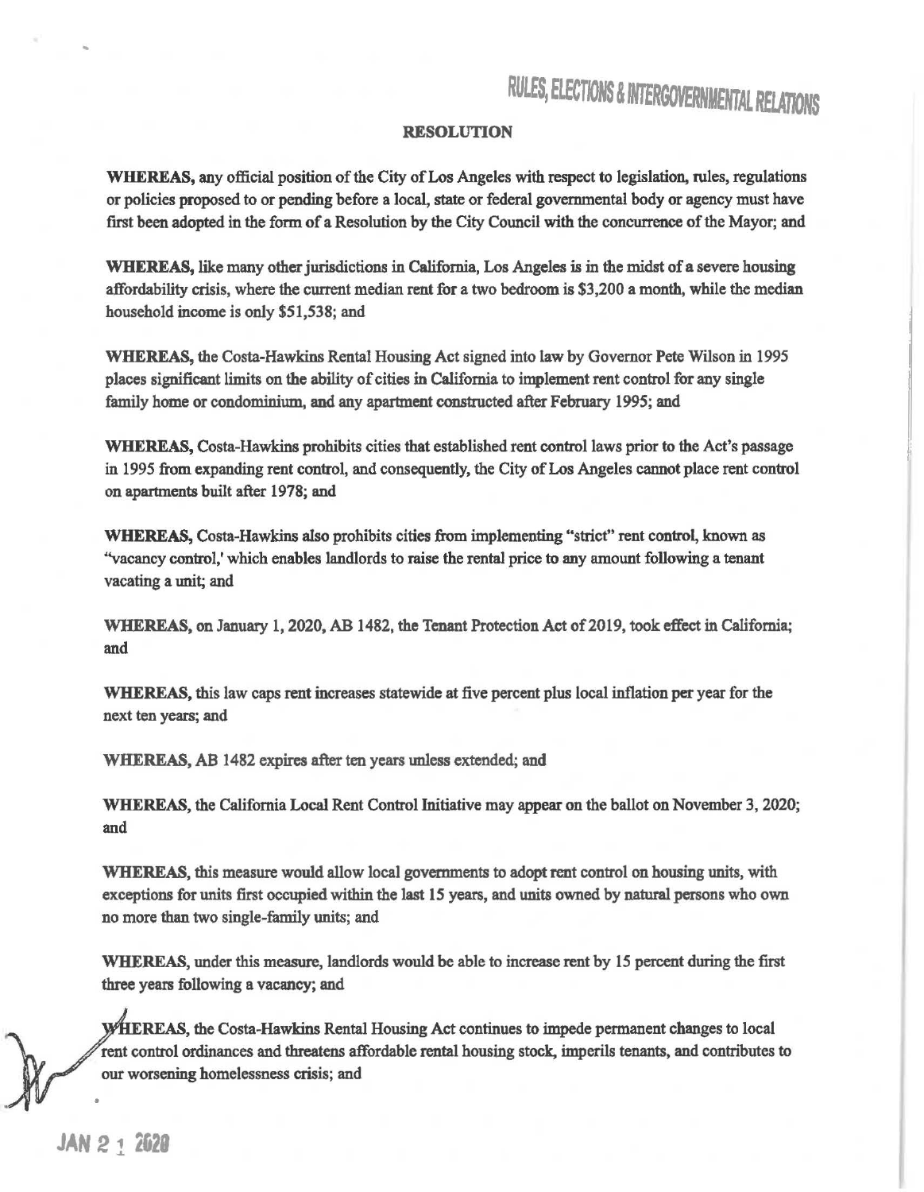RULES, ELECTIONS & INTERGOVERNMENTAL RELATIONS

## RESOLUTION

**WHEREAS,** any official position of the City of Los Angeles with respect to legislation, rules, regulations or policies proposed to or pending before a local, state or federal governmental body or agency must have first been adopted in the form of a Resolution by the City Council with the concurrence of the Mayor; and

**WHEREAS,** like many other jurisdictions in California, Los Angeles is in the midst of a severe housing affordability crisis, where the current median rent for a two bedroom is $3,200 a month, while the median household income is only $51,538; and

**WHEREAS,** the Costa-Hawkins Rental Housing Act signed into law by Governor Pete Wilson in 1995 places significant limits on the ability of cities in California to implement rent control for any single family home or condominium, and any apartment constructed after February 1995; and

**WHEREAS,** Costa-Hawkins prohibits cities that established rent control laws prior to the Act's passage in 1995 from expanding rent control, and consequently, the City of Los Angeles cannot place rent control on apartments built after 1978; and

**WHEREAS,** Costa-Hawkins also prohibits cities from implementing "strict" rent control, known as "vacancy control,' which enables landlords to raise the rental price to any amount following a tenant vacating a unit; and

**WHEREAS,** on January 1, 2020, AB 1482, the Tenant Protection Act of 2019, took effect in California; and

**WHEREAS,** this law caps rent increases statewide at five percent plus local inflation per year for the next ten years; and

**WHEREAS,** AB 1482 expires after ten years unless extended; and

**WHEREAS,** the California Local Rent Control Initiative may appear on the ballot on November 3, 2020; and

**WHEREAS,** this measure would allow local governments to adopt rent control on housing units, with exceptions for units first occupied within the last 15 years, and units owned by natural persons who own no more than two single-family units; and

**WHEREAS,** under this measure, landlords would be able to increase rent by 15 percent during the first three years following a vacancy; and

**WHEREAS,** the Costa-Hawkins Rental Housing Act continues to impede permanent changes to local rent control ordinances and threatens affordable rental housing stock, imperils tenants, and contributes to our worsening homelessness crisis; and

JAN 2 1 2020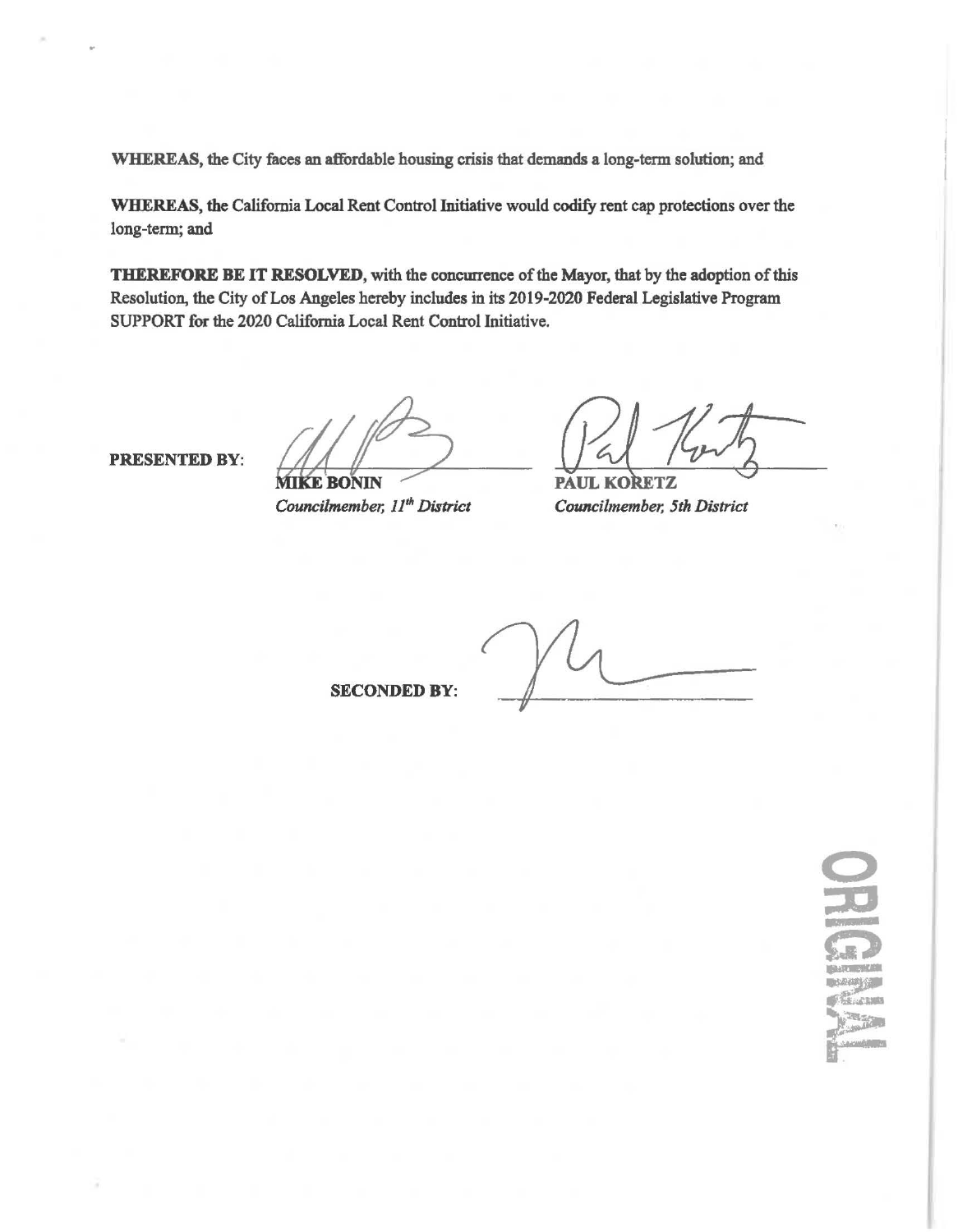**WHEREAS**, the City faces an affordable housing crisis that demands a long-term solution; and

**WHEREAS**, the California Local Rent Control Initiative would codify rent cap protections over the long-term; and

**THEREFORE BE IT RESOLVED**, with the concurrence of the Mayor, that by the adoption of this Resolution, the City of Los Angeles hereby includes in its 2019-2020 Federal Legislative Program SUPPORT for the 2020 California Local Rent Control Initiative.

**PRESENTED BY:**

**MIKE BONIN**
*Councilmember, 11th District*

**PAUL KORETZ**
*Councilmember, 5th District*

**SECONDED BY:**

ORIGINAL